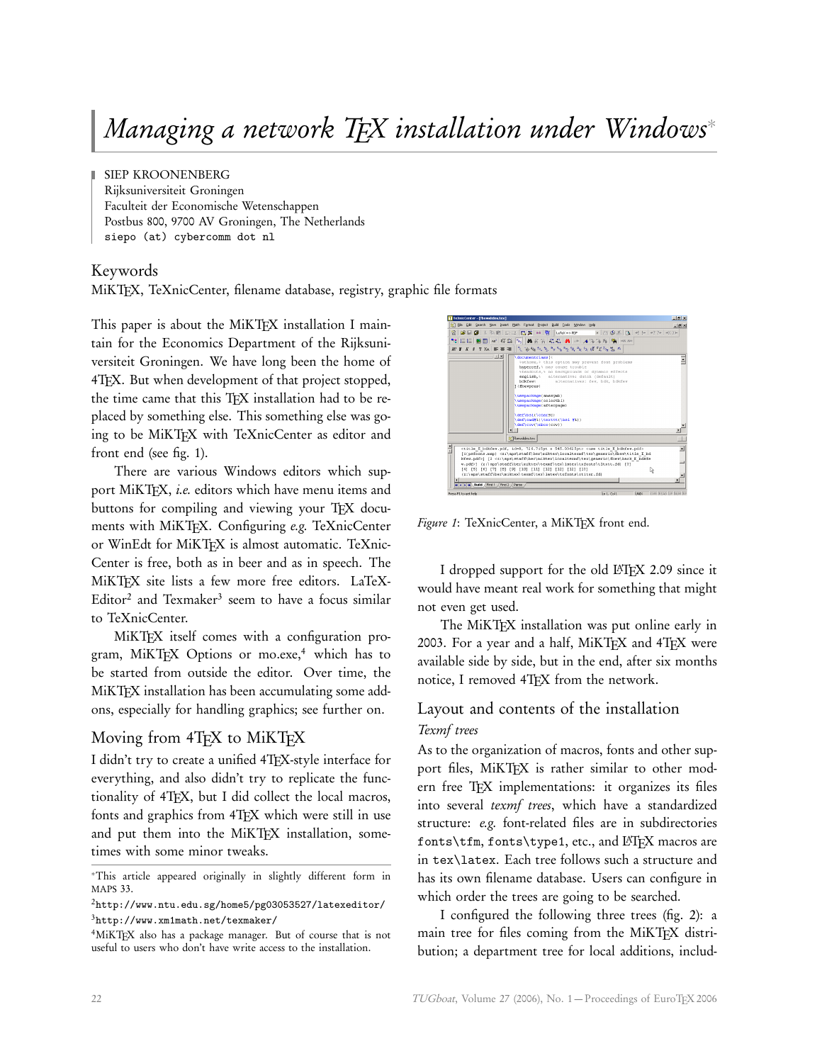# *Managing a network TEX installation under Windows*[*]

SIEP KROONENBERG
Rijksuniversiteit Groningen
Faculteit der Economische Wetenschappen
Postbus 800, 9700 AV Groningen, The Netherlands
`siepo (at) cybercomm dot nl`

## Keywords

MiKTEX, TeXnicCenter, filename database, registry, graphic file formats

This paper is about the MiKTEX installation I maintain for the Economics Department of the Rijksuniversiteit Groningen. We have long been the home of 4TEX. But when development of that project stopped, the time came that this TEX installation had to be replaced by something else. This something else was going to be MiKTEX with TeXnicCenter as editor and front end (see fig. 1).

There are various Windows editors which support MiKTEX, *i.e.* editors which have menu items and buttons for compiling and viewing your TEX documents with MiKTEX. Configuring *e.g.* TeXnicCenter or WinEdt for MiKTEX is almost automatic. TeXnicCenter is free, both as in beer and as in speech. The MiKTEX site lists a few more free editors. LaTeXEditor[2] and Texmaker[3] seem to have a focus similar to TeXnicCenter.

MiKTEX itself comes with a configuration program, MiKTEX Options or mo.exe,[4] which has to be started from outside the editor. Over time, the MiKTEX installation has been accumulating some add-ons, especially for handling graphics; see further on.

## Moving from 4TEX to MiKTEX

I didn't try to create a unified 4TEX-style interface for everything, and also didn't try to replicate the functionality of 4TEX, but I did collect the local macros, fonts and graphics from 4TEX which were still in use and put them into the MiKTEX installation, sometimes with some minor tweaks.

*Figure 1*: TeXnicCenter, a MiKTEX front end.

I dropped support for the old LATEX 2.09 since it would have meant real work for something that might not even get used.

The MiKTEX installation was put online early in 2003. For a year and a half, MiKTEX and 4TEX were available side by side, but in the end, after six months notice, I removed 4TEX from the network.

## Layout and contents of the installation

### *Texmf trees*

As to the organization of macros, fonts and other support files, MiKTEX is rather similar to other modern free TEX implementations: it organizes its files into several *texmf trees*, which have a standardized structure: *e.g.* font-related files are in subdirectories `fonts\tfm`, `fonts\type1`, etc., and LATEX macros are in `tex\latex`. Each tree follows such a structure and has its own filename database. Users can configure in which order the trees are going to be searched.

I configured the following three trees (fig. 2): a main tree for files coming from the MiKTEX distribution; a department tree for local additions, includ-

---

[*] This article appeared originally in slightly different form in MAPS 33.

[2] `http://www.ntu.edu.sg/home5/pg03053527/latexeditor/`

[3] `http://www.xm1math.net/texmaker/`

[4] MiKTEX also has a package manager. But of course that is not useful to users who don't have write access to the installation.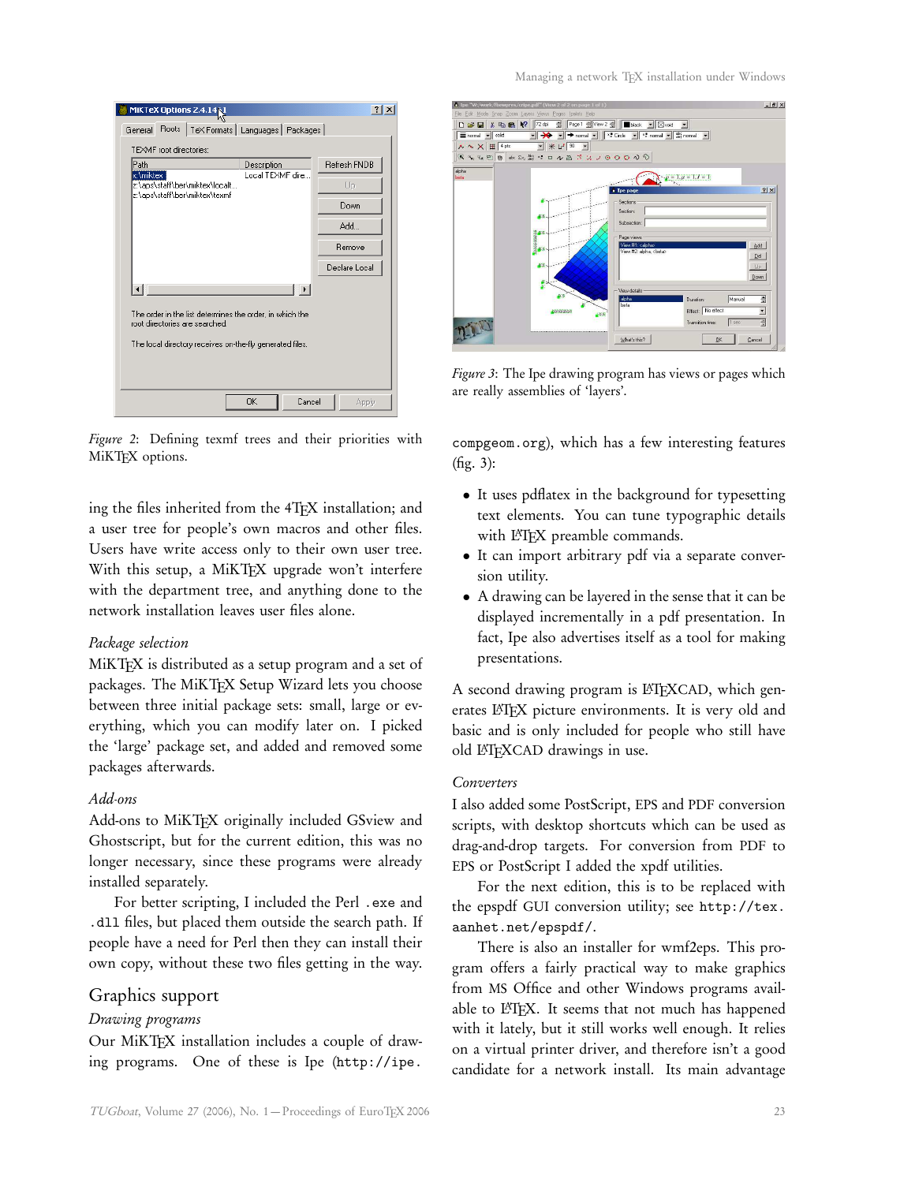*Figure 2*: Defining texmf trees and their priorities with MiKTEX options.

ing the files inherited from the 4TEX installation; and a user tree for people's own macros and other files. Users have write access only to their own user tree. With this setup, a MiKTEX upgrade won't interfere with the department tree, and anything done to the network installation leaves user files alone.

*Package selection*

MiKTEX is distributed as a setup program and a set of packages. The MiKTEX Setup Wizard lets you choose between three initial package sets: small, large or everything, which you can modify later on. I picked the 'large' package set, and added and removed some packages afterwards.

*Add-ons*

Add-ons to MiKTEX originally included GSview and Ghostscript, but for the current edition, this was no longer necessary, since these programs were already installed separately.

For better scripting, I included the Perl `.exe` and `.dll` files, but placed them outside the search path. If people have a need for Perl then they can install their own copy, without these two files getting in the way.

## Graphics support

*Drawing programs*

Our MiKTEX installation includes a couple of drawing programs. One of these is Ipe (`http://ipe.compgeom.org`), which has a few interesting features (fig. 3):

*Figure 3*: The Ipe drawing program has views or pages which are really assemblies of 'layers'.

- It uses pdflatex in the background for typesetting text elements. You can tune typographic details with LATEX preamble commands.
- It can import arbitrary pdf via a separate conversion utility.
- A drawing can be layered in the sense that it can be displayed incrementally in a pdf presentation. In fact, Ipe also advertises itself as a tool for making presentations.

A second drawing program is LATEXCAD, which generates LATEX picture environments. It is very old and basic and is only included for people who still have old LATEXCAD drawings in use.

*Converters*

I also added some PostScript, EPS and PDF conversion scripts, with desktop shortcuts which can be used as drag-and-drop targets. For conversion from PDF to EPS or PostScript I added the xpdf utilities.

For the next edition, this is to be replaced with the epspdf GUI conversion utility; see `http://tex.aanhet.net/epspdf/`.

There is also an installer for wmf2eps. This program offers a fairly practical way to make graphics from MS Office and other Windows programs available to LATEX. It seems that not much has happened with it lately, but it still works well enough. It relies on a virtual printer driver, and therefore isn't a good candidate for a network install. Its main advantage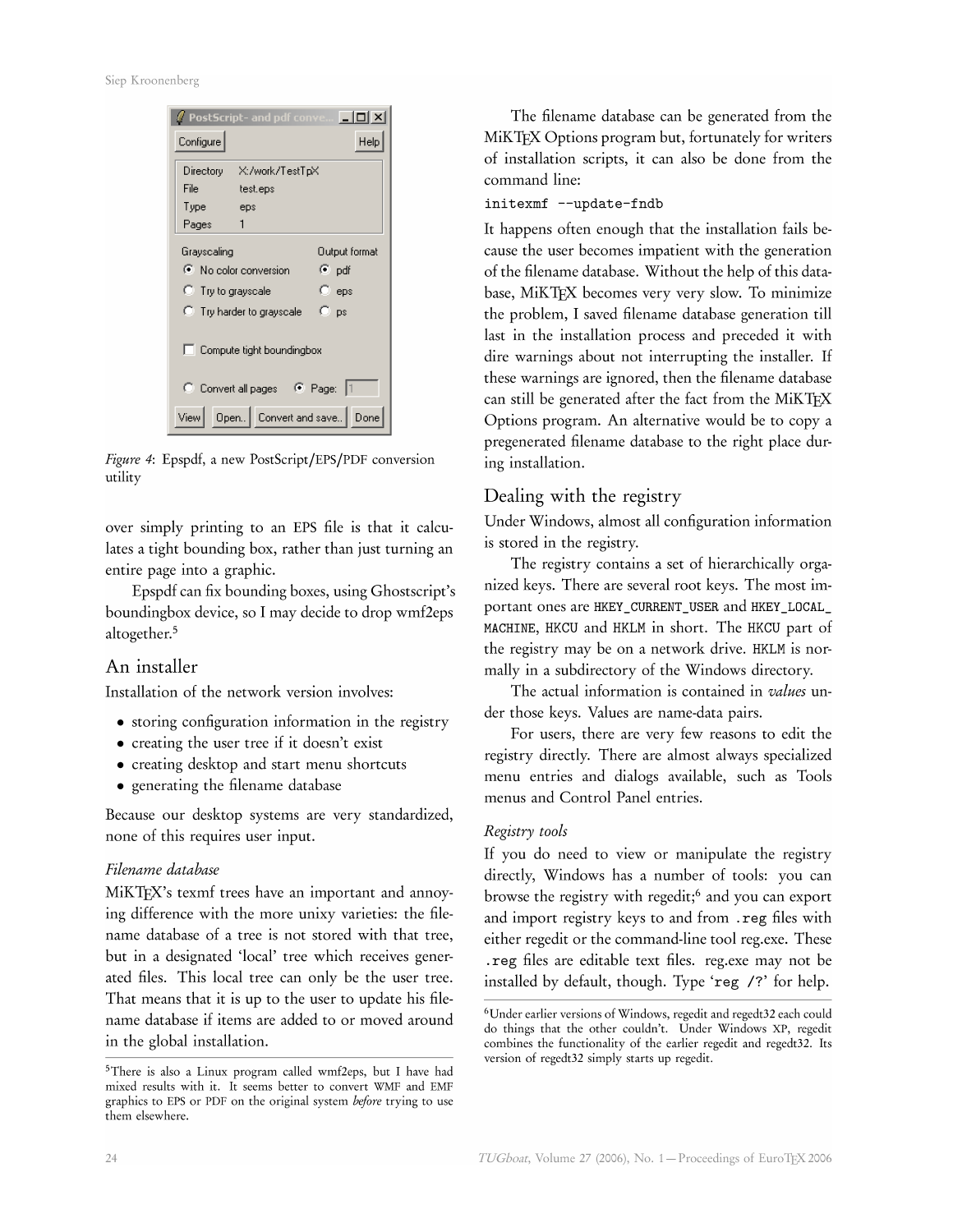*Figure 4*: Epspdf, a new PostScript/EPS/PDF conversion utility

over simply printing to an EPS file is that it calculates a tight bounding box, rather than just turning an entire page into a graphic.

Epspdf can fix bounding boxes, using Ghostscript's boundingbox device, so I may decide to drop wmf2eps altogether.[5]

## An installer

Installation of the network version involves:

- storing configuration information in the registry
- creating the user tree if it doesn't exist
- creating desktop and start menu shortcuts
- generating the filename database

Because our desktop systems are very standardized, none of this requires user input.

### *Filename database*

MiKTEX's texmf trees have an important and annoying difference with the more unixy varieties: the filename database of a tree is not stored with that tree, but in a designated 'local' tree which receives generated files. This local tree can only be the user tree. That means that it is up to the user to update his filename database if items are added to or moved around in the global installation.

The filename database can be generated from the MiKTEX Options program but, fortunately for writers of installation scripts, it can also be done from the command line:

```
initexmf --update-fndb
```

It happens often enough that the installation fails because the user becomes impatient with the generation of the filename database. Without the help of this database, MiKTEX becomes very very slow. To minimize the problem, I saved filename database generation till last in the installation process and preceded it with dire warnings about not interrupting the installer. If these warnings are ignored, then the filename database can still be generated after the fact from the MiKTEX Options program. An alternative would be to copy a pregenerated filename database to the right place during installation.

## Dealing with the registry

Under Windows, almost all configuration information is stored in the registry.

The registry contains a set of hierarchically organized keys. There are several root keys. The most important ones are `HKEY_CURRENT_USER` and `HKEY_LOCAL_MACHINE`, `HKCU` and `HKLM` in short. The `HKCU` part of the registry may be on a network drive. `HKLM` is normally in a subdirectory of the Windows directory.

The actual information is contained in *values* under those keys. Values are name-data pairs.

For users, there are very few reasons to edit the registry directly. There are almost always specialized menu entries and dialogs available, such as Tools menus and Control Panel entries.

### *Registry tools*

If you do need to view or manipulate the registry directly, Windows has a number of tools: you can browse the registry with regedit;[6] and you can export and import registry keys to and from `.reg` files with either regedit or the command-line tool reg.exe. These `.reg` files are editable text files. reg.exe may not be installed by default, though. Type '`reg /?`' for help.

---

[5] There is also a Linux program called wmf2eps, but I have had mixed results with it. It seems better to convert WMF and EMF graphics to EPS or PDF on the original system *before* trying to use them elsewhere.

[6] Under earlier versions of Windows, regedit and regedt32 each could do things that the other couldn't. Under Windows XP, regedit combines the functionality of the earlier regedit and regedt32. Its version of regedt32 simply starts up regedit.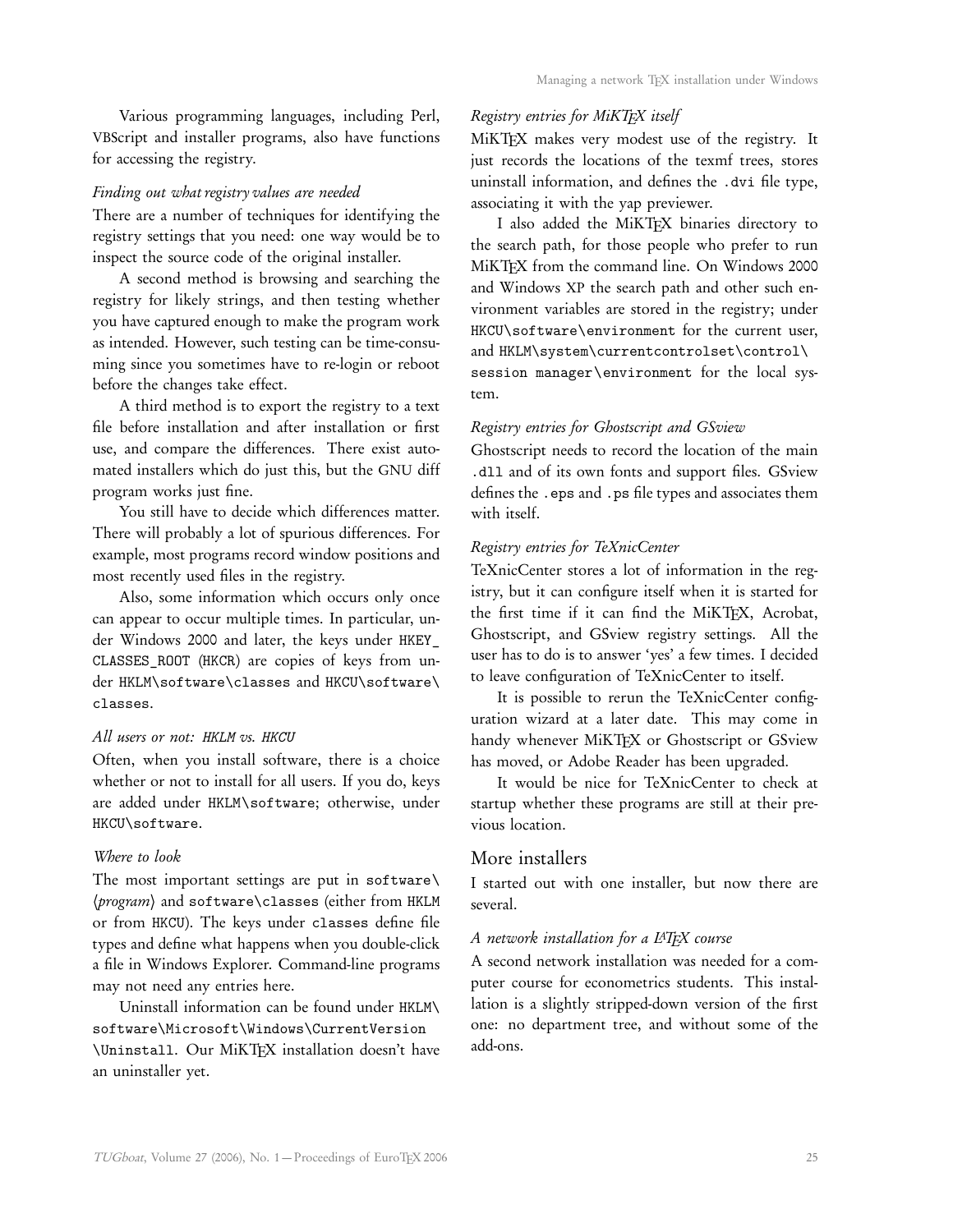Various programming languages, including Perl, VBScript and installer programs, also have functions for accessing the registry.

*Finding out what registry values are needed*

There are a number of techniques for identifying the registry settings that you need: one way would be to inspect the source code of the original installer.

A second method is browsing and searching the registry for likely strings, and then testing whether you have captured enough to make the program work as intended. However, such testing can be time-consuming since you sometimes have to re-login or reboot before the changes take effect.

A third method is to export the registry to a text file before installation and after installation or first use, and compare the differences. There exist automated installers which do just this, but the GNU diff program works just fine.

You still have to decide which differences matter. There will probably a lot of spurious differences. For example, most programs record window positions and most recently used files in the registry.

Also, some information which occurs only once can appear to occur multiple times. In particular, under Windows 2000 and later, the keys under `HKEY_CLASSES_ROOT` (`HKCR`) are copies of keys from under `HKLM\software\classes` and `HKCU\software\classes`.

*All users or not: `HKLM` vs. `HKCU`*

Often, when you install software, there is a choice whether or not to install for all users. If you do, keys are added under `HKLM\software`; otherwise, under `HKCU\software`.

*Where to look*

The most important settings are put in `software\`⟨*program*⟩ and `software\classes` (either from `HKLM` or from `HKCU`). The keys under `classes` define file types and define what happens when you double-click a file in Windows Explorer. Command-line programs may not need any entries here.

Uninstall information can be found under `HKLM\software\Microsoft\Windows\CurrentVersion\Uninstall`. Our MiKTEX installation doesn't have an uninstaller yet.

*Registry entries for MiKTEX itself*

MiKTEX makes very modest use of the registry. It just records the locations of the texmf trees, stores uninstall information, and defines the `.dvi` file type, associating it with the yap previewer.

I also added the MiKTEX binaries directory to the search path, for those people who prefer to run MiKTEX from the command line. On Windows 2000 and Windows XP the search path and other such environment variables are stored in the registry; under `HKCU\software\environment` for the current user, and `HKLM\system\currentcontrolset\control\session manager\environment` for the local system.

*Registry entries for Ghostscript and GSview*

Ghostscript needs to record the location of the main `.dll` and of its own fonts and support files. GSview defines the `.eps` and `.ps` file types and associates them with itself.

*Registry entries for TeXnicCenter*

TeXnicCenter stores a lot of information in the registry, but it can configure itself when it is started for the first time if it can find the MiKTEX, Acrobat, Ghostscript, and GSview registry settings. All the user has to do is to answer 'yes' a few times. I decided to leave configuration of TeXnicCenter to itself.

It is possible to rerun the TeXnicCenter configuration wizard at a later date. This may come in handy whenever MiKTEX or Ghostscript or GSview has moved, or Adobe Reader has been upgraded.

It would be nice for TeXnicCenter to check at startup whether these programs are still at their previous location.

## More installers

I started out with one installer, but now there are several.

*A network installation for a LATEX course*

A second network installation was needed for a computer course for econometrics students. This installation is a slightly stripped-down version of the first one: no department tree, and without some of the add-ons.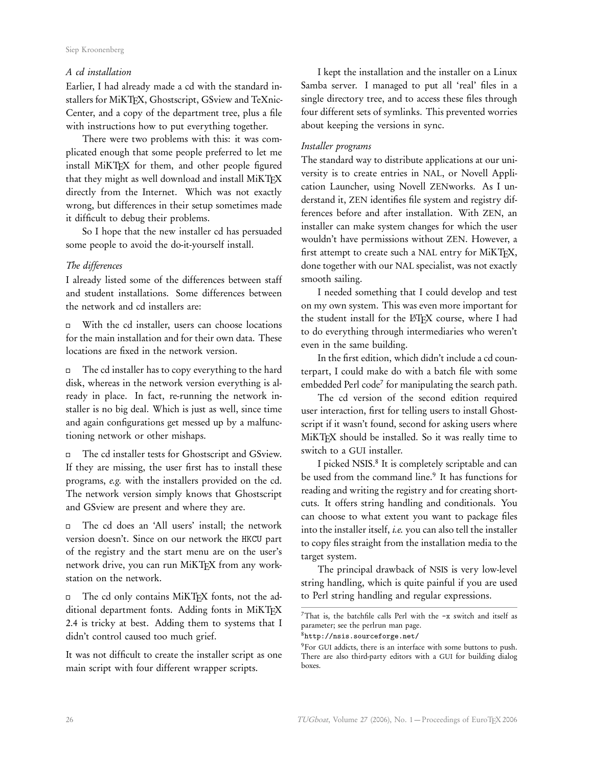### *A cd installation*

Earlier, I had already made a cd with the standard installers for MiKTEX, Ghostscript, GSview and TeXnicCenter, and a copy of the department tree, plus a file with instructions how to put everything together.

There were two problems with this: it was complicated enough that some people preferred to let me install MiKTEX for them, and other people figured that they might as well download and install MiKTEX directly from the Internet. Which was not exactly wrong, but differences in their setup sometimes made it difficult to debug their problems.

So I hope that the new installer cd has persuaded some people to avoid the do-it-yourself install.

### *The differences*

I already listed some of the differences between staff and student installations. Some differences between the network and cd installers are:

- With the cd installer, users can choose locations for the main installation and for their own data. These locations are fixed in the network version.
- The cd installer has to copy everything to the hard disk, whereas in the network version everything is already in place. In fact, re-running the network installer is no big deal. Which is just as well, since time and again configurations get messed up by a malfunctioning network or other mishaps.
- The cd installer tests for Ghostscript and GSview. If they are missing, the user first has to install these programs, *e.g.* with the installers provided on the cd. The network version simply knows that Ghostscript and GSview are present and where they are.
- The cd does an 'All users' install; the network version doesn't. Since on our network the `HKCU` part of the registry and the start menu are on the user's network drive, you can run MiKTEX from any workstation on the network.
- The cd only contains MiKTEX fonts, not the additional department fonts. Adding fonts in MiKTEX 2.4 is tricky at best. Adding them to systems that I didn't control caused too much grief.

It was not difficult to create the installer script as one main script with four different wrapper scripts.

I kept the installation and the installer on a Linux Samba server. I managed to put all 'real' files in a single directory tree, and to access these files through four different sets of symlinks. This prevented worries about keeping the versions in sync.

### *Installer programs*

The standard way to distribute applications at our university is to create entries in NAL, or Novell Application Launcher, using Novell ZENworks. As I understand it, ZEN identifies file system and registry differences before and after installation. With ZEN, an installer can make system changes for which the user wouldn't have permissions without ZEN. However, a first attempt to create such a NAL entry for MiKTEX, done together with our NAL specialist, was not exactly smooth sailing.

I needed something that I could develop and test on my own system. This was even more important for the student install for the LATEX course, where I had to do everything through intermediaries who weren't even in the same building.

In the first edition, which didn't include a cd counterpart, I could make do with a batch file with some embedded Perl code[7] for manipulating the search path.

The cd version of the second edition required user interaction, first for telling users to install Ghostscript if it wasn't found, second for asking users where MiKTEX should be installed. So it was really time to switch to a GUI installer.

I picked NSIS.[8] It is completely scriptable and can be used from the command line.[9] It has functions for reading and writing the registry and for creating shortcuts. It offers string handling and conditionals. You can choose to what extent you want to package files into the installer itself, *i.e.* you can also tell the installer to copy files straight from the installation media to the target system.

The principal drawback of NSIS is very low-level string handling, which is quite painful if you are used to Perl string handling and regular expressions.

---

[7] That is, the batchfile calls Perl with the `-x` switch and itself as parameter; see the perlrun man page.

[8] `http://nsis.sourceforge.net/`

[9] For GUI addicts, there is an interface with some buttons to push. There are also third-party editors with a GUI for building dialog boxes.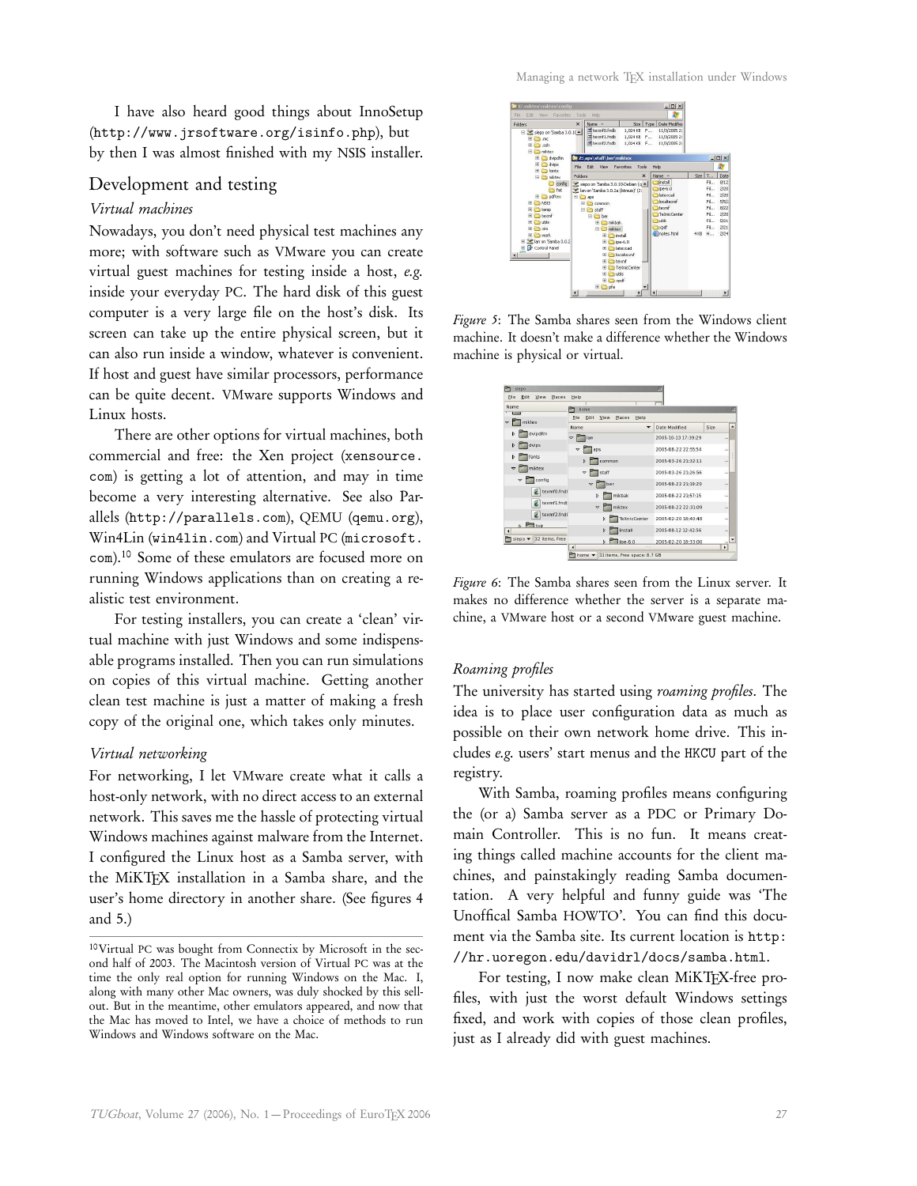I have also heard good things about InnoSetup (`http://www.jrsoftware.org/isinfo.php`), but by then I was almost finished with my NSIS installer.

## Development and testing

### *Virtual machines*

Nowadays, you don't need physical test machines any more; with software such as VMware you can create virtual guest machines for testing inside a host, *e.g.* inside your everyday PC. The hard disk of this guest computer is a very large file on the host's disk. Its screen can take up the entire physical screen, but it can also run inside a window, whatever is convenient. If host and guest have similar processors, performance can be quite decent. VMware supports Windows and Linux hosts.

There are other options for virtual machines, both commercial and free: the Xen project (`xensource.com`) is getting a lot of attention, and may in time become a very interesting alternative. See also Parallels (`http://parallels.com`), QEMU (`qemu.org`), Win4Lin (`win4lin.com`) and Virtual PC (`microsoft.com`).[10] Some of these emulators are focused more on running Windows applications than on creating a realistic test environment.

For testing installers, you can create a 'clean' virtual machine with just Windows and some indispensable programs installed. Then you can run simulations on copies of this virtual machine. Getting another clean test machine is just a matter of making a fresh copy of the original one, which takes only minutes.

### *Virtual networking*

For networking, I let VMware create what it calls a host-only network, with no direct access to an external network. This saves me the hassle of protecting virtual Windows machines against malware from the Internet. I configured the Linux host as a Samba server, with the MiKTEX installation in a Samba share, and the user's home directory in another share. (See figures 4 and 5.)

[10] Virtual PC was bought from Connectix by Microsoft in the second half of 2003. The Macintosh version of Virtual PC was at the time the only real option for running Windows on the Mac. I, along with many other Mac owners, was duly shocked by this sellout. But in the meantime, other emulators appeared, and now that the Mac has moved to Intel, we have a choice of methods to run Windows and Windows software on the Mac.

*Figure 5*: The Samba shares seen from the Windows client machine. It doesn't make a difference whether the Windows machine is physical or virtual.

*Figure 6*: The Samba shares seen from the Linux server. It makes no difference whether the server is a separate machine, a VMware host or a second VMware guest machine.

### *Roaming profiles*

The university has started using *roaming profiles*. The idea is to place user configuration data as much as possible on their own network home drive. This includes *e.g.* users' start menus and the `HKCU` part of the registry.

With Samba, roaming profiles means configuring the (or a) Samba server as a PDC or Primary Domain Controller. This is no fun. It means creating things called machine accounts for the client machines, and painstakingly reading Samba documentation. A very helpful and funny guide was 'The Unoffical Samba HOWTO'. You can find this document via the Samba site. Its current location is `http://hr.uoregon.edu/davidrl/docs/samba.html`.

For testing, I now make clean MiKTEX-free profiles, with just the worst default Windows settings fixed, and work with copies of those clean profiles, just as I already did with guest machines.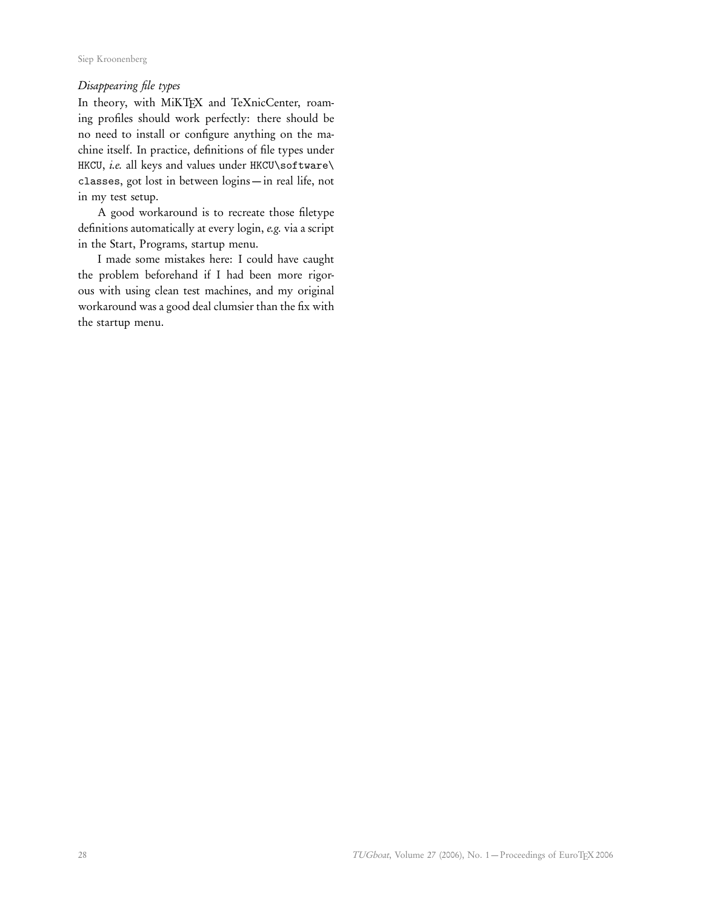### *Disappearing file types*

In theory, with MiKTEX and TeXnicCenter, roaming profiles should work perfectly: there should be no need to install or configure anything on the machine itself. In practice, definitions of file types under `HKCU`, *i.e.* all keys and values under `HKCU\software\classes`, got lost in between logins — in real life, not in my test setup.

A good workaround is to recreate those filetype definitions automatically at every login, *e.g.* via a script in the Start, Programs, startup menu.

I made some mistakes here: I could have caught the problem beforehand if I had been more rigorous with using clean test machines, and my original workaround was a good deal clumsier than the fix with the startup menu.